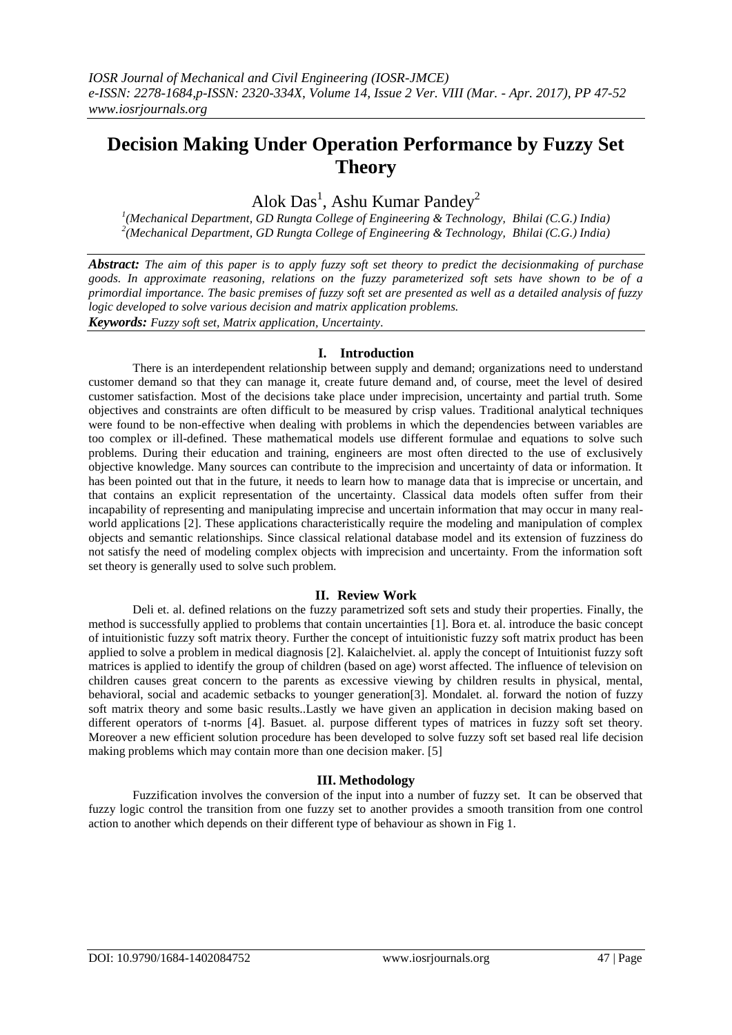# Decision Making Under Operation Performance by Fuzzy Set Theory

Alok Das[1], Ashu Kumar Pandey[2]

[1](Mechanical Department, GD Rungta College of Engineering & Technology, Bhilai (C.G.) India)
[2](Mechanical Department, GD Rungta College of Engineering & Technology, Bhilai (C.G.) India)

***Abstract:*** *The aim of this paper is to apply fuzzy soft set theory to predict the decisionmaking of purchase goods. In approximate reasoning, relations on the fuzzy parameterized soft sets have shown to be of a primordial importance. The basic premises of fuzzy soft set are presented as well as a detailed analysis of fuzzy logic developed to solve various decision and matrix application problems.*

***Keywords:*** *Fuzzy soft set, Matrix application, Uncertainty.*

## I. Introduction

There is an interdependent relationship between supply and demand; organizations need to understand customer demand so that they can manage it, create future demand and, of course, meet the level of desired customer satisfaction. Most of the decisions take place under imprecision, uncertainty and partial truth. Some objectives and constraints are often difficult to be measured by crisp values. Traditional analytical techniques were found to be non-effective when dealing with problems in which the dependencies between variables are too complex or ill-defined. These mathematical models use different formulae and equations to solve such problems. During their education and training, engineers are most often directed to the use of exclusively objective knowledge. Many sources can contribute to the imprecision and uncertainty of data or information. It has been pointed out that in the future, it needs to learn how to manage data that is imprecise or uncertain, and that contains an explicit representation of the uncertainty. Classical data models often suffer from their incapability of representing and manipulating imprecise and uncertain information that may occur in many real-world applications [2]. These applications characteristically require the modeling and manipulation of complex objects and semantic relationships. Since classical relational database model and its extension of fuzziness do not satisfy the need of modeling complex objects with imprecision and uncertainty. From the information soft set theory is generally used to solve such problem.

## II. Review Work

Deli et. al. defined relations on the fuzzy parametrized soft sets and study their properties. Finally, the method is successfully applied to problems that contain uncertainties [1]. Bora et. al. introduce the basic concept of intuitionistic fuzzy soft matrix theory. Further the concept of intuitionistic fuzzy soft matrix product has been applied to solve a problem in medical diagnosis [2]. Kalaichelviet. al. apply the concept of Intuitionist fuzzy soft matrices is applied to identify the group of children (based on age) worst affected. The influence of television on children causes great concern to the parents as excessive viewing by children results in physical, mental, behavioral, social and academic setbacks to younger generation[3]. Mondalet. al. forward the notion of fuzzy soft matrix theory and some basic results..Lastly we have given an application in decision making based on different operators of t-norms [4]. Basuet. al. purpose different types of matrices in fuzzy soft set theory. Moreover a new efficient solution procedure has been developed to solve fuzzy soft set based real life decision making problems which may contain more than one decision maker. [5]

## III. Methodology

Fuzzification involves the conversion of the input into a number of fuzzy set. It can be observed that fuzzy logic control the transition from one fuzzy set to another provides a smooth transition from one control action to another which depends on their different type of behaviour as shown in Fig 1.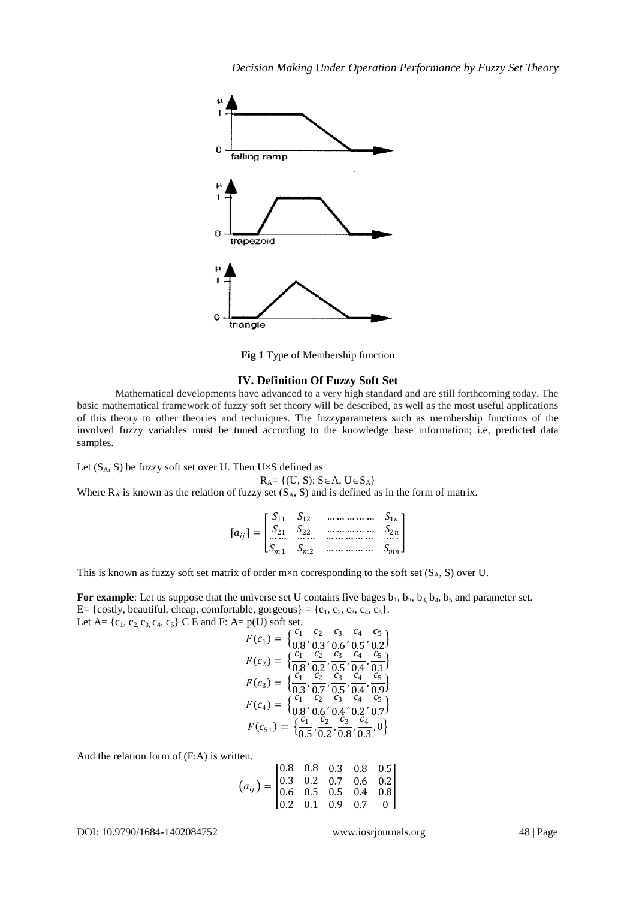Fig 1 Type of Membership function

## IV. Definition Of Fuzzy Soft Set

Mathematical developments have advanced to a very high standard and are still forthcoming today. The basic mathematical framework of fuzzy soft set theory will be described, as well as the most useful applications of this theory to other theories and techniques. The fuzzyparameters such as membership functions of the involved fuzzy variables must be tuned according to the knowledge base information; i.e, predicted data samples.

Let $(S_A, S)$ be fuzzy soft set over U. Then U×S defined as

$$R_A = \{(U, S): S \in A, U \in S_A\}$$

Where $R_A$ is known as the relation of fuzzy set $(S_A, S)$ and is defined as in the form of matrix.

$$[a_{ij}] = \begin{bmatrix} S_{11} & S_{12} & \dots\dots\dots\dots & S_{1n} \\ S_{21} & S_{22} & \dots\dots\dots\dots & S_{2n} \\ \dots\dots & \dots\dots & \dots\dots\dots\dots & \dots\dots \\ S_{m1} & S_{m2} & \dots\dots\dots\dots & S_{mn} \end{bmatrix}$$

This is known as fuzzy soft set matrix of order m×n corresponding to the soft set $(S_A, S)$ over U.

**For example**: Let us suppose that the universe set U contains five bages $b_1, b_2, b_3, b_4, b_5$ and parameter set. E= {costly, beautiful, cheap, comfortable, gorgeous} = $\{c_1, c_2, c_3, c_4, c_5\}$.

Let A= $\{c_1, c_2, c_3, c_4, c_5\}$ C E and F: A= p(U) soft set.

$$F(c_1) = \left\{\frac{c_1}{0.8}, \frac{c_2}{0.3}, \frac{c_3}{0.6}, \frac{c_4}{0.5}, \frac{c_5}{0.2}\right\}$$

$$F(c_2) = \left\{\frac{c_1}{0.8}, \frac{c_2}{0.2}, \frac{c_3}{0.5}, \frac{c_4}{0.4}, \frac{c_5}{0.1}\right\}$$

$$F(c_3) = \left\{\frac{c_1}{0.3}, \frac{c_2}{0.7}, \frac{c_3}{0.5}, \frac{c_4}{0.4}, \frac{c_5}{0.9}\right\}$$

$$F(c_4) = \left\{\frac{c_1}{0.8}, \frac{c_2}{0.6}, \frac{c_3}{0.4}, \frac{c_4}{0.2}, \frac{c_5}{0.7}\right\}$$

$$F(c_{51}) = \left\{\frac{c_1}{0.5}, \frac{c_2}{0.2}, \frac{c_3}{0.8}, \frac{c_4}{0.3}, 0\right\}$$

And the relation form of (F:A) is written.

$$(a_{ij}) = \begin{bmatrix} 0.8 & 0.8 & 0.3 & 0.8 & 0.5 \\ 0.3 & 0.2 & 0.7 & 0.6 & 0.2 \\ 0.6 & 0.5 & 0.5 & 0.4 & 0.8 \\ 0.2 & 0.1 & 0.9 & 0.7 & 0 \end{bmatrix}$$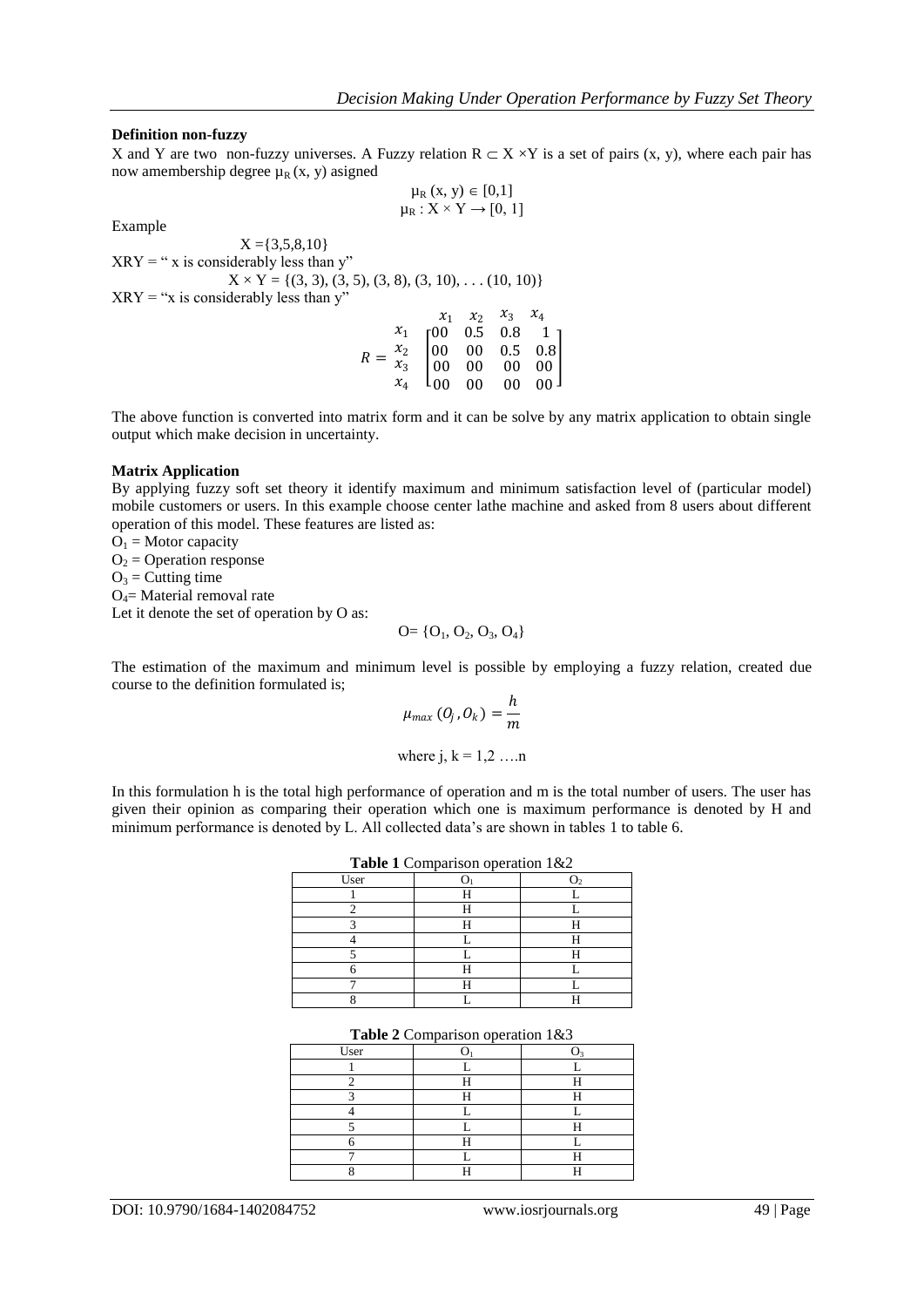**Definition non-fuzzy**

X and Y are two non-fuzzy universes. A Fuzzy relation $R \subset X \times Y$ is a set of pairs (x, y), where each pair has now amembership degree $\mu_R$ (x, y) asigned

$$\mu_R (x, y) \in [0,1]$$
$$\mu_R : X \times Y \rightarrow [0, 1]$$

Example

$X = \{3,5,8,10\}$

XRY = " x is considerably less than y"

$X \times Y = \{(3, 3), (3, 5), (3, 8), (3, 10), \ldots (10, 10)\}$

XRY = "x is considerably less than y"

$$R = \begin{matrix} & x_1 & x_2 & x_3 & x_4 \\ x_1 \\ x_2 \\ x_3 \\ x_4 \end{matrix} \begin{bmatrix} 00 & 0.5 & 0.8 & 1 \\ 00 & 00 & 0.5 & 0.8 \\ 00 & 00 & 00 & 00 \\ 00 & 00 & 00 & 00 \end{bmatrix}$$

The above function is converted into matrix form and it can be solve by any matrix application to obtain single output which make decision in uncertainty.

**Matrix Application**

By applying fuzzy soft set theory it identify maximum and minimum satisfaction level of (particular model) mobile customers or users. In this example choose center lathe machine and asked from 8 users about different operation of this model. These features are listed as:

$O_1$ = Motor capacity

$O_2$ = Operation response

$O_3$ = Cutting time

$O_4$= Material removal rate

Let it denote the set of operation by O as:

$$O = \{O_1, O_2, O_3, O_4\}$$

The estimation of the maximum and minimum level is possible by employing a fuzzy relation, created due course to the definition formulated is;

$$\mu_{max} (O_j, O_k) = \frac{h}{m}$$

where j, k = 1,2 ….n

In this formulation h is the total high performance of operation and m is the total number of users. The user has given their opinion as comparing their operation which one is maximum performance is denoted by H and minimum performance is denoted by L. All collected data's are shown in tables 1 to table 6.

**Table 1** Comparison operation 1&2

| User | $O_1$ | $O_2$ |
|---|---|---|
| 1 | H | L |
| 2 | H | L |
| 3 | H | H |
| 4 | L | H |
| 5 | L | H |
| 6 | H | L |
| 7 | H | L |
| 8 | L | H |

**Table 2** Comparison operation 1&3

| User | $O_1$ | $O_3$ |
|---|---|---|
| 1 | L | L |
| 2 | H | H |
| 3 | H | H |
| 4 | L | L |
| 5 | L | H |
| 6 | H | L |
| 7 | L | H |
| 8 | H | H |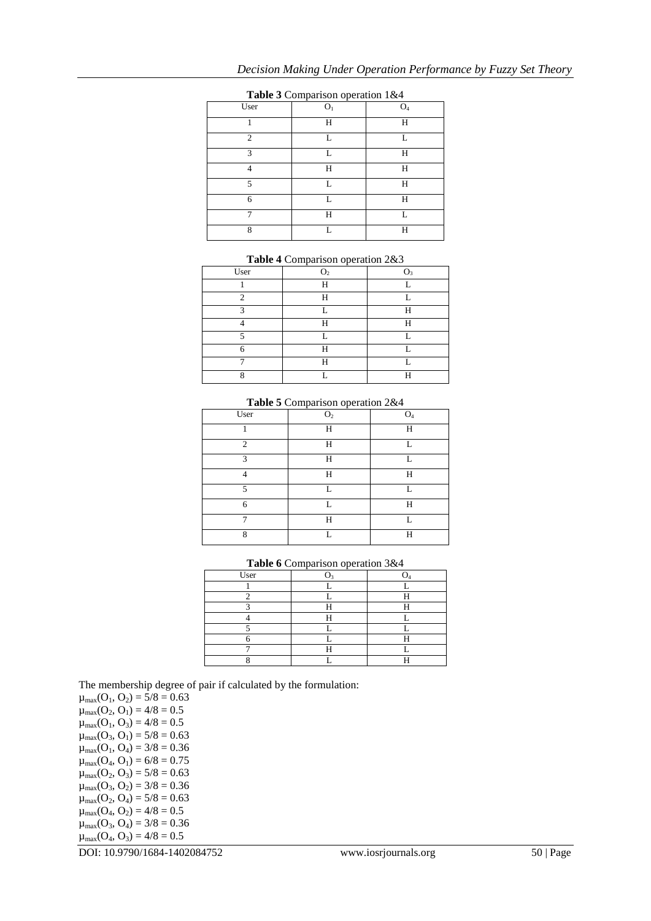**Table 3** Comparison operation 1&4

| User | $O_1$ | $O_4$ |
|---|---|---|
| 1 | H | H |
| 2 | L | L |
| 3 | L | H |
| 4 | H | H |
| 5 | L | H |
| 6 | L | H |
| 7 | H | L |
| 8 | L | H |

**Table 4** Comparison operation 2&3

| User | $O_2$ | $O_3$ |
|---|---|---|
| 1 | H | L |
| 2 | H | L |
| 3 | L | H |
| 4 | H | H |
| 5 | L | L |
| 6 | H | L |
| 7 | H | L |
| 8 | L | H |

**Table 5** Comparison operation 2&4

| User | $O_2$ | $O_4$ |
|---|---|---|
| 1 | H | H |
| 2 | H | L |
| 3 | H | L |
| 4 | H | H |
| 5 | L | L |
| 6 | L | H |
| 7 | H | L |
| 8 | L | H |

**Table 6** Comparison operation 3&4

| User | $O_3$ | $O_4$ |
|---|---|---|
| 1 | L | L |
| 2 | L | H |
| 3 | H | H |
| 4 | H | L |
| 5 | L | L |
| 6 | L | H |
| 7 | H | L |
| 8 | L | H |

The membership degree of pair if calculated by the formulation:

$\mu_{max}(O_1, O_2) = 5/8 = 0.63$
$\mu_{max}(O_2, O_1) = 4/8 = 0.5$
$\mu_{max}(O_1, O_3) = 4/8 = 0.5$
$\mu_{max}(O_3, O_1) = 5/8 = 0.63$
$\mu_{max}(O_1, O_4) = 3/8 = 0.36$
$\mu_{max}(O_4, O_1) = 6/8 = 0.75$
$\mu_{max}(O_2, O_3) = 5/8 = 0.63$
$\mu_{max}(O_3, O_2) = 3/8 = 0.36$
$\mu_{max}(O_2, O_4) = 5/8 = 0.63$
$\mu_{max}(O_4, O_2) = 4/8 = 0.5$
$\mu_{max}(O_3, O_4) = 3/8 = 0.36$
$\mu_{max}(O_4, O_3) = 4/8 = 0.5$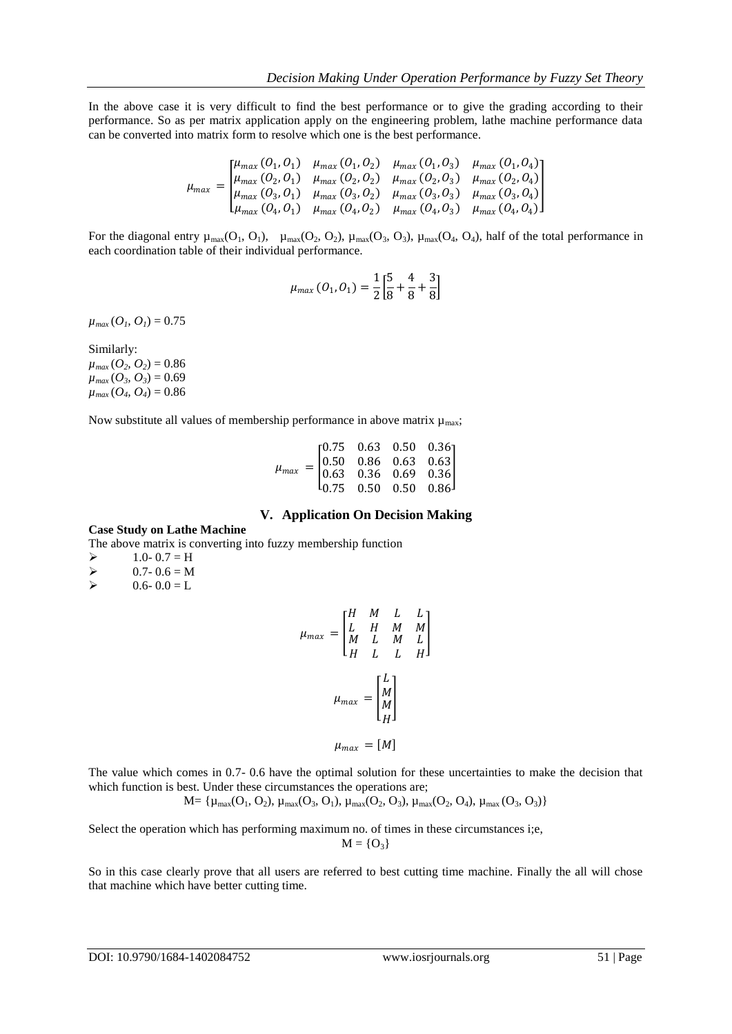In the above case it is very difficult to find the best performance or to give the grading according to their performance. So as per matrix application apply on the engineering problem, lathe machine performance data can be converted into matrix form to resolve which one is the best performance.

$$\mu_{max} = \begin{bmatrix} \mu_{max}(O_1, O_1) & \mu_{max}(O_1, O_2) & \mu_{max}(O_1, O_3) & \mu_{max}(O_1, O_4) \\ \mu_{max}(O_2, O_1) & \mu_{max}(O_2, O_2) & \mu_{max}(O_2, O_3) & \mu_{max}(O_2, O_4) \\ \mu_{max}(O_3, O_1) & \mu_{max}(O_3, O_2) & \mu_{max}(O_3, O_3) & \mu_{max}(O_3, O_4) \\ \mu_{max}(O_4, O_1) & \mu_{max}(O_4, O_2) & \mu_{max}(O_4, O_3) & \mu_{max}(O_4, O_4) \end{bmatrix}$$

For the diagonal entry $\mu_{max}(O_1, O_1)$, $\mu_{max}(O_2, O_2)$, $\mu_{max}(O_3, O_3)$, $\mu_{max}(O_4, O_4)$, half of the total performance in each coordination table of their individual performance.

$$\mu_{max}(O_1, O_1) = \frac{1}{2}\left[\frac{5}{8} + \frac{4}{8} + \frac{3}{8}\right]$$

$\mu_{max}(O_1, O_1) = 0.75$

Similarly:
$\mu_{max}(O_2, O_2) = 0.86$
$\mu_{max}(O_3, O_3) = 0.69$
$\mu_{max}(O_4, O_4) = 0.86$

Now substitute all values of membership performance in above matrix $\mu_{max}$;

$$\mu_{max} = \begin{bmatrix} 0.75 & 0.63 & 0.50 & 0.36 \\ 0.50 & 0.86 & 0.63 & 0.63 \\ 0.63 & 0.36 & 0.69 & 0.36 \\ 0.75 & 0.50 & 0.50 & 0.86 \end{bmatrix}$$

## V. Application On Decision Making

**Case Study on Lathe Machine**

The above matrix is converting into fuzzy membership function

- 1.0- 0.7 = H
- 0.7- 0.6 = M
- 0.6- 0.0 = L

$$\mu_{max} = \begin{bmatrix} H & M & L & L \\ L & H & M & M \\ M & L & M & L \\ H & L & L & H \end{bmatrix}$$

$$\mu_{max} = \begin{bmatrix} L \\ M \\ M \\ H \end{bmatrix}$$

$$\mu_{max} = [M]$$

The value which comes in 0.7- 0.6 have the optimal solution for these uncertainties to make the decision that which function is best. Under these circumstances the operations are;

$$M = \{\mu_{max}(O_1, O_2), \mu_{max}(O_3, O_1), \mu_{max}(O_2, O_3), \mu_{max}(O_2, O_4), \mu_{max}(O_3, O_3)\}$$

Select the operation which has performing maximum no. of times in these circumstances i;e,

$$M = \{O_3\}$$

So in this case clearly prove that all users are referred to best cutting time machine. Finally the all will chose that machine which have better cutting time.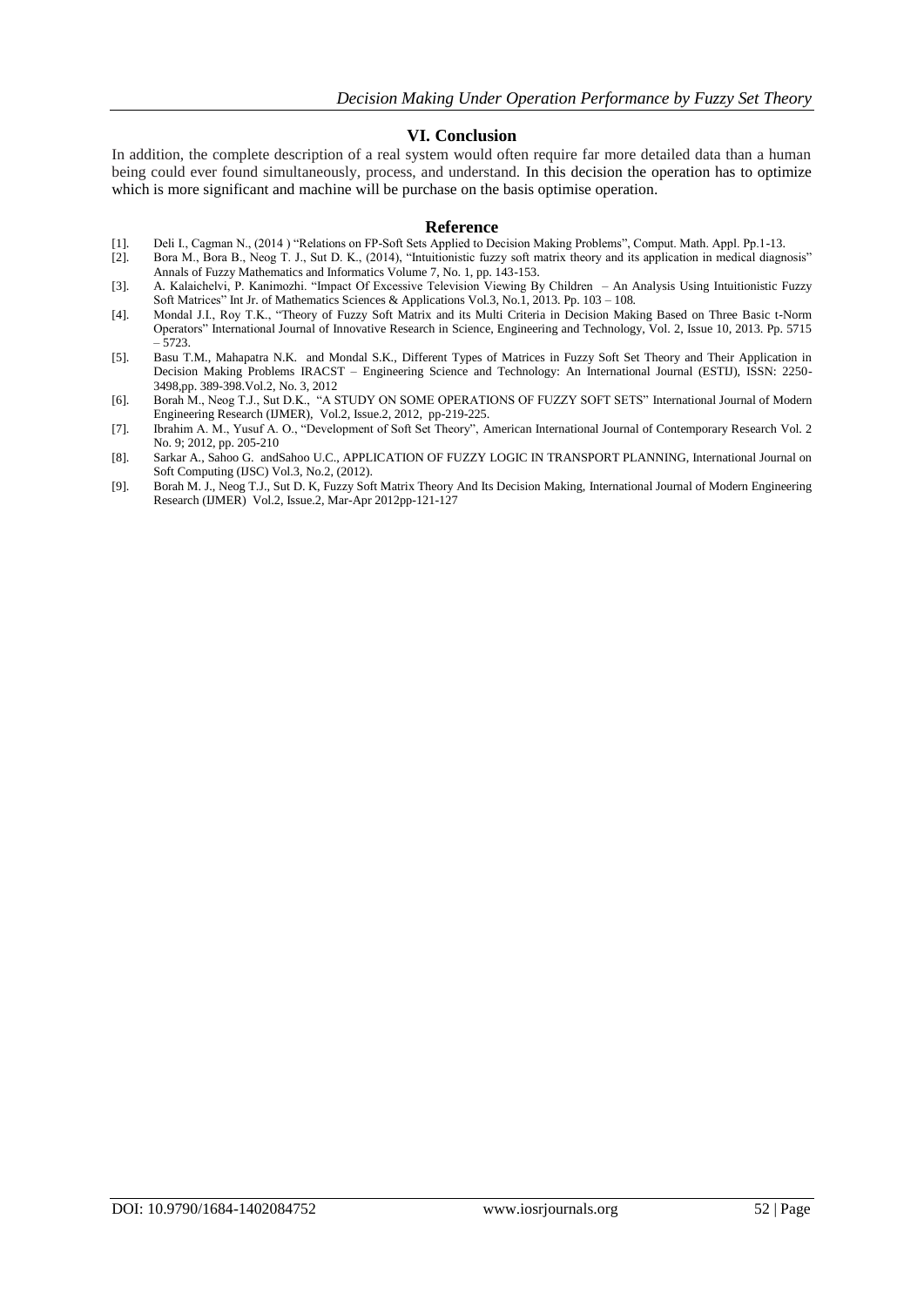## VI. Conclusion

In addition, the complete description of a real system would often require far more detailed data than a human being could ever found simultaneously, process, and understand. In this decision the operation has to optimize which is more significant and machine will be purchase on the basis optimise operation.

## Reference

[1]. Deli I., Cagman N., (2014 ) "Relations on FP-Soft Sets Applied to Decision Making Problems", Comput. Math. Appl. Pp.1-13.

[2]. Bora M., Bora B., Neog T. J., Sut D. K., (2014), "Intuitionistic fuzzy soft matrix theory and its application in medical diagnosis" Annals of Fuzzy Mathematics and Informatics Volume 7, No. 1, pp. 143-153.

[3]. A. Kalaichelvi, P. Kanimozhi. "Impact Of Excessive Television Viewing By Children – An Analysis Using Intuitionistic Fuzzy Soft Matrices" Int Jr. of Mathematics Sciences & Applications Vol.3, No.1, 2013. Pp. 103 – 108.

[4]. Mondal J.I., Roy T.K., "Theory of Fuzzy Soft Matrix and its Multi Criteria in Decision Making Based on Three Basic t-Norm Operators" International Journal of Innovative Research in Science, Engineering and Technology, Vol. 2, Issue 10, 2013. Pp. 5715 – 5723.

[5]. Basu T.M., Mahapatra N.K. and Mondal S.K., Different Types of Matrices in Fuzzy Soft Set Theory and Their Application in Decision Making Problems IRACST – Engineering Science and Technology: An International Journal (ESTIJ), ISSN: 2250-3498,pp. 389-398.Vol.2, No. 3, 2012

[6]. Borah M., Neog T.J., Sut D.K., "A STUDY ON SOME OPERATIONS OF FUZZY SOFT SETS" International Journal of Modern Engineering Research (IJMER), Vol.2, Issue.2, 2012, pp-219-225.

[7]. Ibrahim A. M., Yusuf A. O., "Development of Soft Set Theory", American International Journal of Contemporary Research Vol. 2 No. 9; 2012, pp. 205-210

[8]. Sarkar A., Sahoo G. andSahoo U.C., APPLICATION OF FUZZY LOGIC IN TRANSPORT PLANNING, International Journal on Soft Computing (IJSC) Vol.3, No.2, (2012).

[9]. Borah M. J., Neog T.J., Sut D. K, Fuzzy Soft Matrix Theory And Its Decision Making, International Journal of Modern Engineering Research (IJMER) Vol.2, Issue.2, Mar-Apr 2012pp-121-127